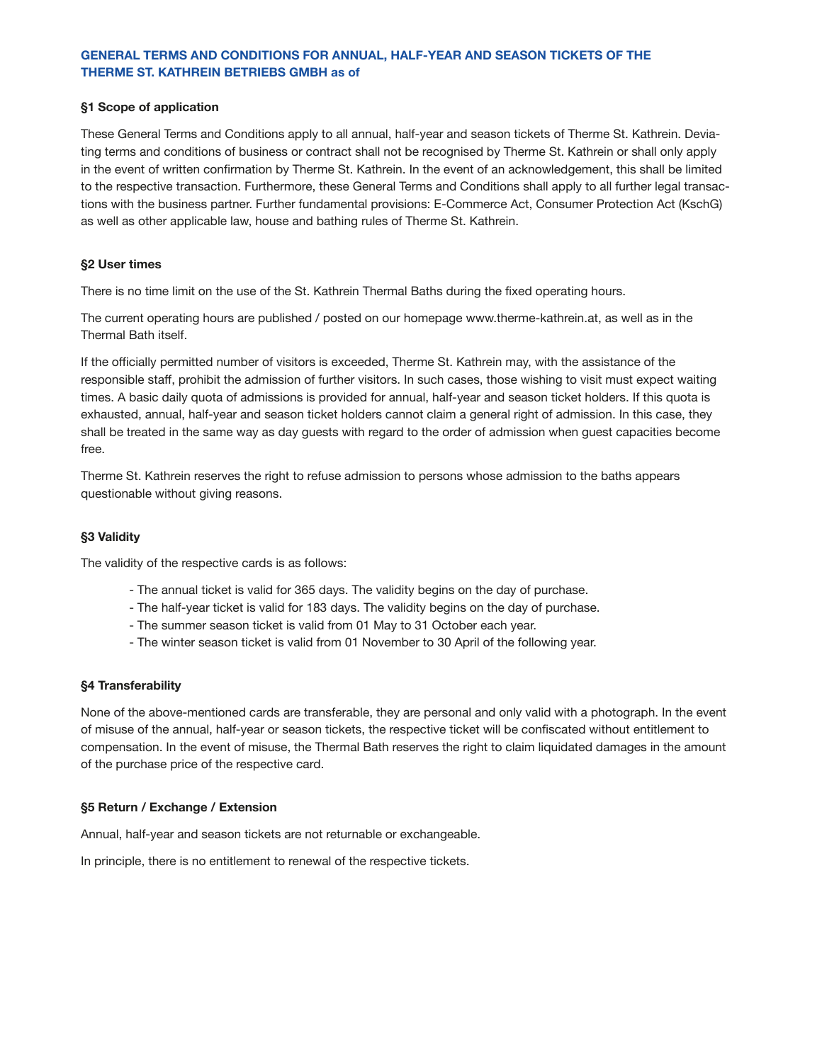# GENERAL TERMS AND CONDITIONS FOR ANNUAL, HALF-YEAR AND SEASON TICKETS OF THE THERME ST. KATHREIN BETRIEBS GMBH as of

## §1 Scope of application

These General Terms and Conditions apply to all annual, half-year and season tickets of Therme St. Kathrein. Deviating terms and conditions of business or contract shall not be recognised by Therme St. Kathrein or shall only apply in the event of written confirmation by Therme St. Kathrein. In the event of an acknowledgement, this shall be limited to the respective transaction. Furthermore, these General Terms and Conditions shall apply to all further legal transactions with the business partner. Further fundamental provisions: E-Commerce Act, Consumer Protection Act (KschG) as well as other applicable law, house and bathing rules of Therme St. Kathrein.

## §2 User times

There is no time limit on the use of the St. Kathrein Thermal Baths during the fixed operating hours.

The current operating hours are published / posted on our homepage www.therme-kathrein.at, as well as in the Thermal Bath itself.

If the officially permitted number of visitors is exceeded, Therme St. Kathrein may, with the assistance of the responsible staff, prohibit the admission of further visitors. In such cases, those wishing to visit must expect waiting times. A basic daily quota of admissions is provided for annual, half-year and season ticket holders. If this quota is exhausted, annual, half-year and season ticket holders cannot claim a general right of admission. In this case, they shall be treated in the same way as day guests with regard to the order of admission when guest capacities become free.

Therme St. Kathrein reserves the right to refuse admission to persons whose admission to the baths appears questionable without giving reasons.

## §3 Validity

The validity of the respective cards is as follows:

- The annual ticket is valid for 365 days. The validity begins on the day of purchase.
- The half-year ticket is valid for 183 days. The validity begins on the day of purchase.
- The summer season ticket is valid from 01 May to 31 October each year.
- The winter season ticket is valid from 01 November to 30 April of the following year.

## §4 Transferability

None of the above-mentioned cards are transferable, they are personal and only valid with a photograph. In the event of misuse of the annual, half-year or season tickets, the respective ticket will be confiscated without entitlement to compensation. In the event of misuse, the Thermal Bath reserves the right to claim liquidated damages in the amount of the purchase price of the respective card.

## §5 Return / Exchange / Extension

Annual, half-year and season tickets are not returnable or exchangeable.

In principle, there is no entitlement to renewal of the respective tickets.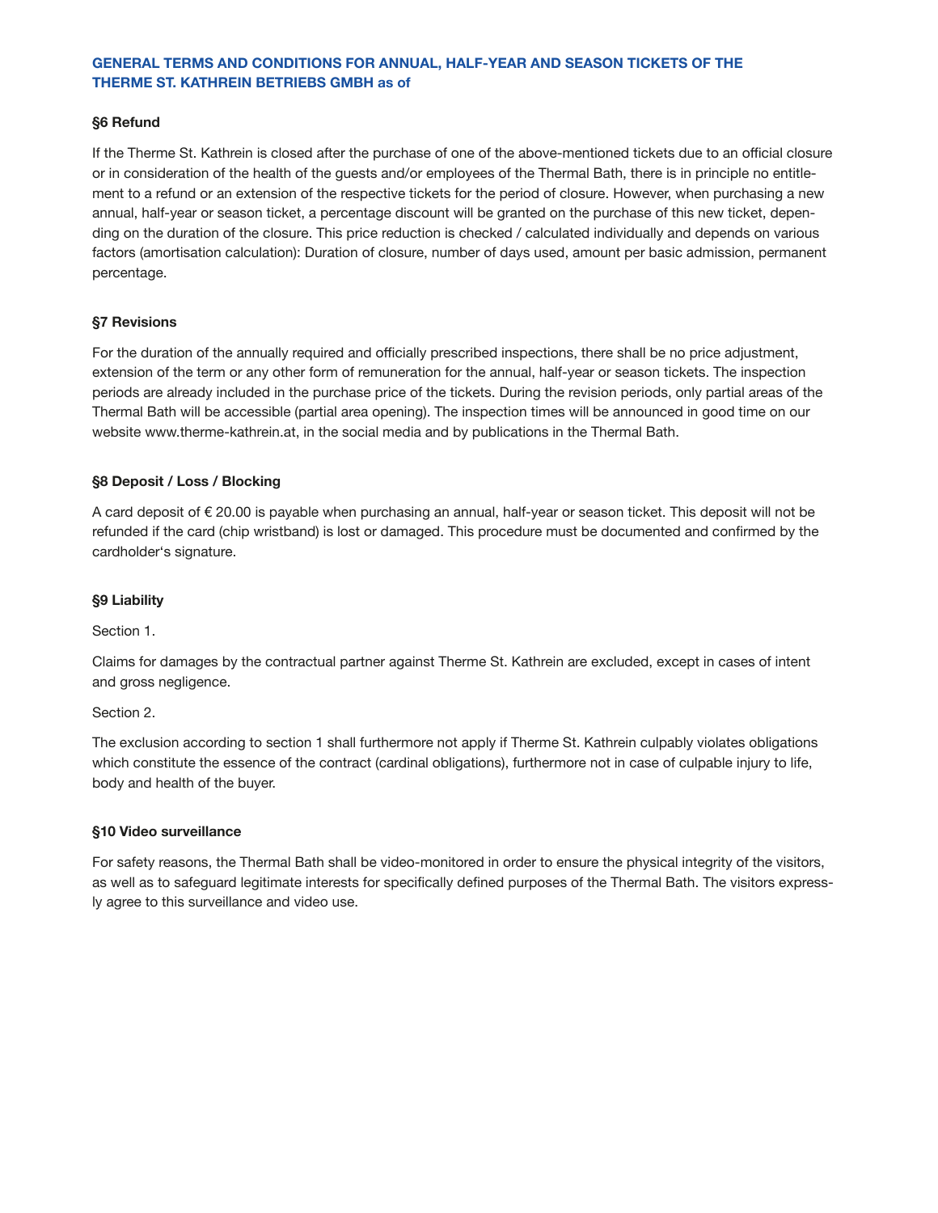**GENERAL TERMS AND CONDITIONS FOR ANNUAL, HALF-YEAR AND SEASON TICKETS OF THE THERME ST. KATHREIN BETRIEBS GMBH as of**

### §6 Refund

If the Therme St. Kathrein is closed after the purchase of one of the above-mentioned tickets due to an official closure or in consideration of the health of the guests and/or employees of the Thermal Bath, there is in principle no entitlement to a refund or an extension of the respective tickets for the period of closure. However, when purchasing a new annual, half-year or season ticket, a percentage discount will be granted on the purchase of this new ticket, depending on the duration of the closure. This price reduction is checked / calculated individually and depends on various factors (amortisation calculation): Duration of closure, number of days used, amount per basic admission, permanent percentage.

### §7 Revisions

For the duration of the annually required and officially prescribed inspections, there shall be no price adjustment, extension of the term or any other form of remuneration for the annual, half-year or season tickets. The inspection periods are already included in the purchase price of the tickets. During the revision periods, only partial areas of the Thermal Bath will be accessible (partial area opening). The inspection times will be announced in good time on our website www.therme-kathrein.at, in the social media and by publications in the Thermal Bath.

### §8 Deposit / Loss / Blocking

A card deposit of € 20.00 is payable when purchasing an annual, half-year or season ticket. This deposit will not be refunded if the card (chip wristband) is lost or damaged. This procedure must be documented and confirmed by the cardholder's signature.

### §9 Liability

Section 1.

Claims for damages by the contractual partner against Therme St. Kathrein are excluded, except in cases of intent and gross negligence.

Section 2.

The exclusion according to section 1 shall furthermore not apply if Therme St. Kathrein culpably violates obligations which constitute the essence of the contract (cardinal obligations), furthermore not in case of culpable injury to life, body and health of the buyer.

### §10 Video surveillance

For safety reasons, the Thermal Bath shall be video-monitored in order to ensure the physical integrity of the visitors, as well as to safeguard legitimate interests for specifically defined purposes of the Thermal Bath. The visitors expressly agree to this surveillance and video use.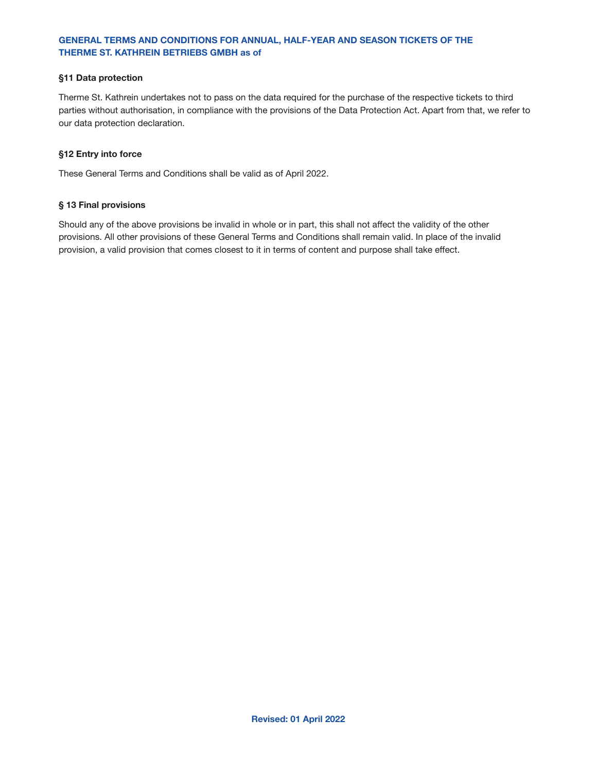## §11 Data protection

Therme St. Kathrein undertakes not to pass on the data required for the purchase of the respective tickets to third parties without authorisation, in compliance with the provisions of the Data Protection Act. Apart from that, we refer to our data protection declaration.

## §12 Entry into force

These General Terms and Conditions shall be valid as of April 2022.

## § 13 Final provisions

Should any of the above provisions be invalid in whole or in part, this shall not affect the validity of the other provisions. All other provisions of these General Terms and Conditions shall remain valid. In place of the invalid provision, a valid provision that comes closest to it in terms of content and purpose shall take effect.

**Revised: 01 April 2022**